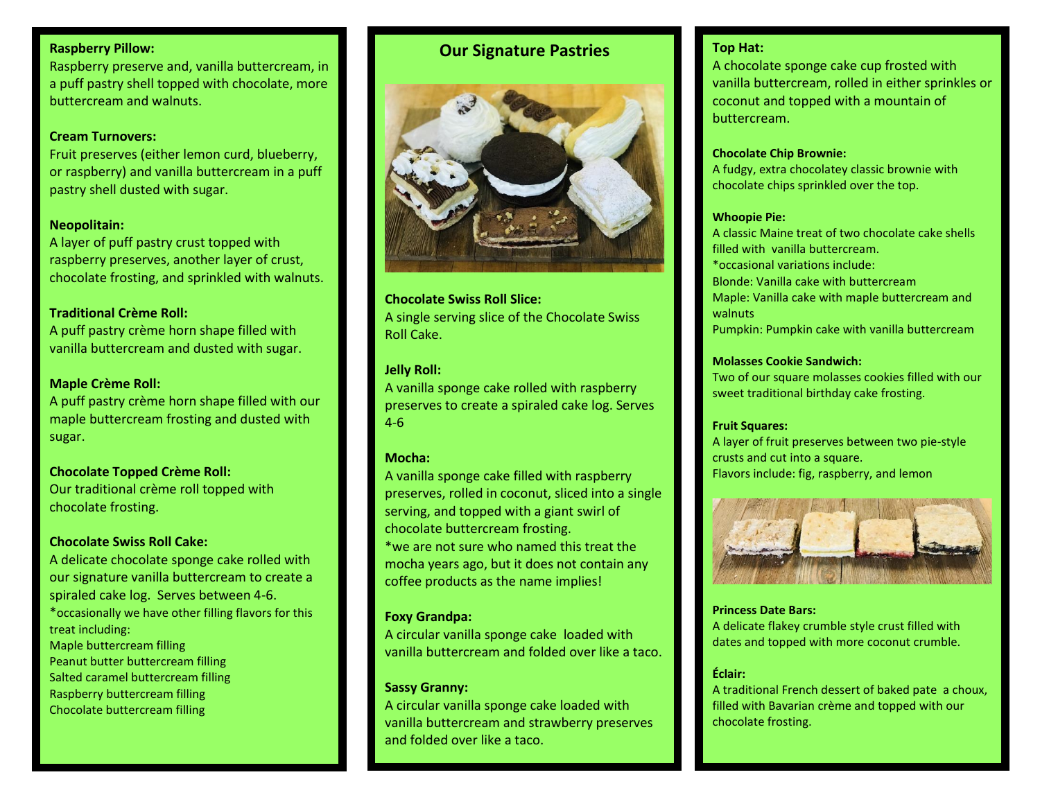**Raspberry Pillow:**
Raspberry preserve and, vanilla buttercream, in a puff pastry shell topped with chocolate, more buttercream and walnuts.

**Cream Turnovers:**
Fruit preserves (either lemon curd, blueberry, or raspberry) and vanilla buttercream in a puff pastry shell dusted with sugar.

**Neopolitain:**
A layer of puff pastry crust topped with raspberry preserves, another layer of crust, chocolate frosting, and sprinkled with walnuts.

**Traditional Crème Roll:**
A puff pastry crème horn shape filled with vanilla buttercream and dusted with sugar.

**Maple Crème Roll:**
A puff pastry crème horn shape filled with our maple buttercream frosting and dusted with sugar.

**Chocolate Topped Crème Roll:**
Our traditional crème roll topped with chocolate frosting.

**Chocolate Swiss Roll Cake:**
A delicate chocolate sponge cake rolled with our signature vanilla buttercream to create a spiraled cake log. Serves between 4-6.
*occasionally we have other filling flavors for this treat including:
Maple buttercream filling
Peanut butter buttercream filling
Salted caramel buttercream filling
Raspberry buttercream filling
Chocolate buttercream filling

## Our Signature Pastries

**Chocolate Swiss Roll Slice:**
A single serving slice of the Chocolate Swiss Roll Cake.

**Jelly Roll:**
A vanilla sponge cake rolled with raspberry preserves to create a spiraled cake log. Serves 4-6

**Mocha:**
A vanilla sponge cake filled with raspberry preserves, rolled in coconut, sliced into a single serving, and topped with a giant swirl of chocolate buttercream frosting.
*we are not sure who named this treat the mocha years ago, but it does not contain any coffee products as the name implies!

**Foxy Grandpa:**
A circular vanilla sponge cake loaded with vanilla buttercream and folded over like a taco.

**Sassy Granny:**
A circular vanilla sponge cake loaded with vanilla buttercream and strawberry preserves and folded over like a taco.

**Top Hat:**
A chocolate sponge cake cup frosted with vanilla buttercream, rolled in either sprinkles or coconut and topped with a mountain of buttercream.

**Chocolate Chip Brownie:**
A fudgy, extra chocolatey classic brownie with chocolate chips sprinkled over the top.

**Whoopie Pie:**
A classic Maine treat of two chocolate cake shells filled with vanilla buttercream.
*occasional variations include:
Blonde: Vanilla cake with buttercream
Maple: Vanilla cake with maple buttercream and walnuts
Pumpkin: Pumpkin cake with vanilla buttercream

**Molasses Cookie Sandwich:**
Two of our square molasses cookies filled with our sweet traditional birthday cake frosting.

**Fruit Squares:**
A layer of fruit preserves between two pie-style crusts and cut into a square.
Flavors include: fig, raspberry, and lemon

**Princess Date Bars:**
A delicate flakey crumble style crust filled with dates and topped with more coconut crumble.

**Éclair:**
A traditional French dessert of baked pate a choux, filled with Bavarian crème and topped with our chocolate frosting.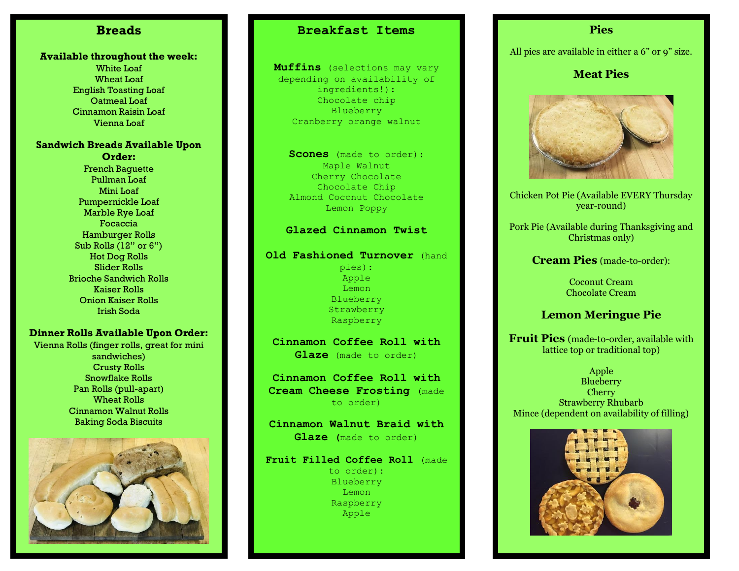## Breads

**Available throughout the week:**

White Loaf
Wheat Loaf
English Toasting Loaf
Oatmeal Loaf
Cinnamon Raisin Loaf
Vienna Loaf

**Sandwich Breads Available Upon Order:**

French Baguette
Pullman Loaf
Mini Loaf
Pumpernickle Loaf
Marble Rye Loaf
Focaccia
Hamburger Rolls
Sub Rolls (12" or 6")
Hot Dog Rolls
Slider Rolls
Brioche Sandwich Rolls
Kaiser Rolls
Onion Kaiser Rolls
Irish Soda

**Dinner Rolls Available Upon Order:**

Vienna Rolls (finger rolls, great for mini sandwiches)
Crusty Rolls
Snowflake Rolls
Pan Rolls (pull-apart)
Wheat Rolls
Cinnamon Walnut Rolls
Baking Soda Biscuits

## Breakfast Items

**Muffins** (selections may vary depending on availability of ingredients!):

Chocolate chip
Blueberry
Cranberry orange walnut

**Scones** (made to order):

Maple Walnut
Cherry Chocolate
Chocolate Chip
Almond Coconut Chocolate
Lemon Poppy

**Glazed Cinnamon Twist**

**Old Fashioned Turnover** (hand pies):

Apple
Lemon
Blueberry
Strawberry
Raspberry

**Cinnamon Coffee Roll with Glaze** (made to order)

**Cinnamon Coffee Roll with Cream Cheese Frosting** (made to order)

**Cinnamon Walnut Braid with Glaze** (made to order)

**Fruit Filled Coffee Roll** (made to order):

Blueberry
Lemon
Raspberry
Apple

## Pies

All pies are available in either a 6" or 9" size.

### Meat Pies

Chicken Pot Pie (Available EVERY Thursday year-round)

Pork Pie (Available during Thanksgiving and Christmas only)

**Cream Pies** (made-to-order):

Coconut Cream
Chocolate Cream

### Lemon Meringue Pie

**Fruit Pies** (made-to-order, available with lattice top or traditional top)

Apple
Blueberry
Cherry
Strawberry Rhubarb
Mince (dependent on availability of filling)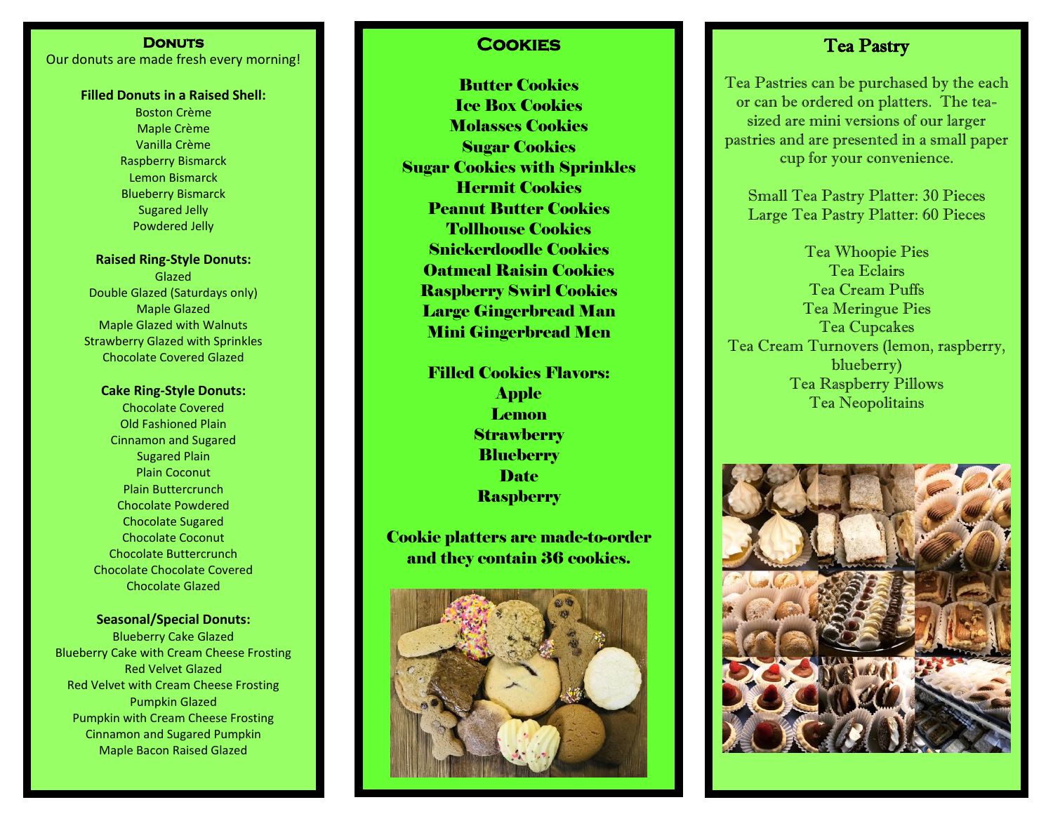## Donuts

Our donuts are made fresh every morning!

**Filled Donuts in a Raised Shell:**

Boston Crème
Maple Crème
Vanilla Crème
Raspberry Bismarck
Lemon Bismarck
Blueberry Bismarck
Sugared Jelly
Powdered Jelly

**Raised Ring-Style Donuts:**

Glazed
Double Glazed (Saturdays only)
Maple Glazed
Maple Glazed with Walnuts
Strawberry Glazed with Sprinkles
Chocolate Covered Glazed

**Cake Ring-Style Donuts:**

Chocolate Covered
Old Fashioned Plain
Cinnamon and Sugared
Sugared Plain
Plain Coconut
Plain Buttercrunch
Chocolate Powdered
Chocolate Sugared
Chocolate Coconut
Chocolate Buttercrunch
Chocolate Chocolate Covered
Chocolate Glazed

**Seasonal/Special Donuts:**

Blueberry Cake Glazed
Blueberry Cake with Cream Cheese Frosting
Red Velvet Glazed
Red Velvet with Cream Cheese Frosting
Pumpkin Glazed
Pumpkin with Cream Cheese Frosting
Cinnamon and Sugared Pumpkin
Maple Bacon Raised Glazed

## Cookies

**Butter Cookies**
**Ice Box Cookies**
**Molasses Cookies**
**Sugar Cookies**
**Sugar Cookies with Sprinkles**
**Hermit Cookies**
**Peanut Butter Cookies**
**Tollhouse Cookies**
**Snickerdoodle Cookies**
**Oatmeal Raisin Cookies**
**Raspberry Swirl Cookies**
**Large Gingerbread Man**
**Mini Gingerbread Men**

**Filled Cookies Flavors:**
**Apple**
**Lemon**
**Strawberry**
**Blueberry**
**Date**
**Raspberry**

**Cookie platters are made-to-order and they contain 36 cookies.**

## Tea Pastry

Tea Pastries can be purchased by the each or can be ordered on platters. The tea-sized are mini versions of our larger pastries and are presented in a small paper cup for your convenience.

Small Tea Pastry Platter: 30 Pieces
Large Tea Pastry Platter: 60 Pieces

Tea Whoopie Pies
Tea Eclairs
Tea Cream Puffs
Tea Meringue Pies
Tea Cupcakes
Tea Cream Turnovers (lemon, raspberry, blueberry)
Tea Raspberry Pillows
Tea Neopolitains